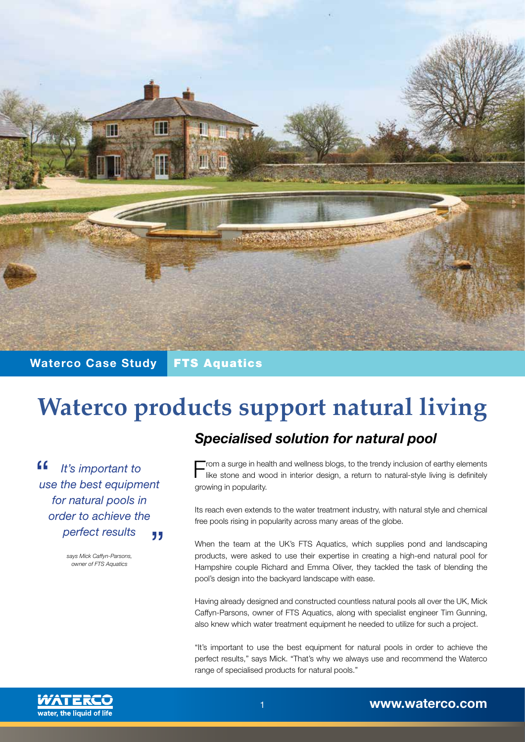Waterco Case Study | FTS Aquatics

# Waterco products support natural living

> *It's important to use the best equipment for natural pools in order to achieve the perfect results*
>
> says Mick Caffyn-Parsons, owner of FTS Aquatics

## *Specialised solution for natural pool*

From a surge in health and wellness blogs, to the trendy inclusion of earthy elements like stone and wood in interior design, a return to natural-style living is definitely growing in popularity.

Its reach even extends to the water treatment industry, with natural style and chemical free pools rising in popularity across many areas of the globe.

When the team at the UK's FTS Aquatics, which supplies pond and landscaping products, were asked to use their expertise in creating a high-end natural pool for Hampshire couple Richard and Emma Oliver, they tackled the task of blending the pool's design into the backyard landscape with ease.

Having already designed and constructed countless natural pools all over the UK, Mick Caffyn-Parsons, owner of FTS Aquatics, along with specialist engineer Tim Gunning, also knew which water treatment equipment he needed to utilize for such a project.

"It's important to use the best equipment for natural pools in order to achieve the perfect results," says Mick. "That's why we always use and recommend the Waterco range of specialised products for natural pools."

WATERCO water, the liquid of life

www.waterco.com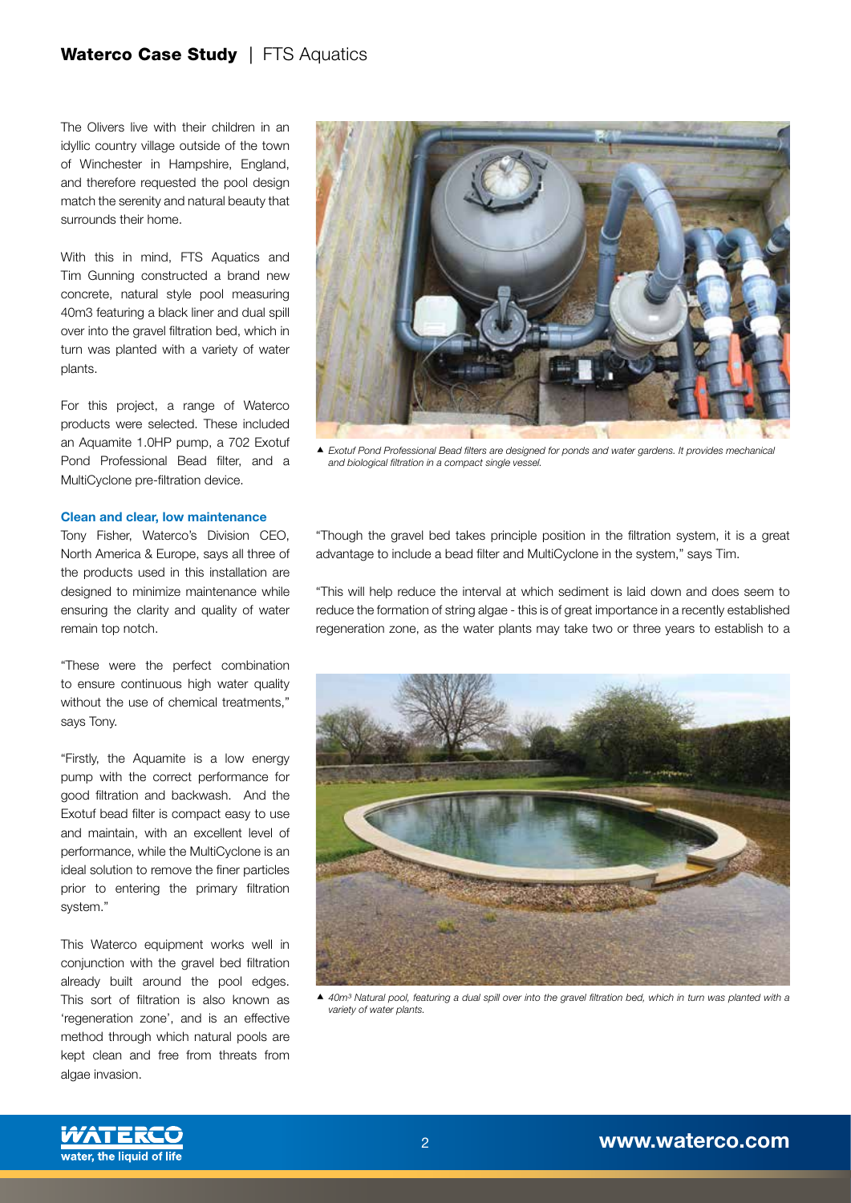The Olivers live with their children in an idyllic country village outside of the town of Winchester in Hampshire, England, and therefore requested the pool design match the serenity and natural beauty that surrounds their home.

With this in mind, FTS Aquatics and Tim Gunning constructed a brand new concrete, natural style pool measuring 40m3 featuring a black liner and dual spill over into the gravel filtration bed, which in turn was planted with a variety of water plants.

For this project, a range of Waterco products were selected. These included an Aquamite 1.0HP pump, a 702 Exotuf Pond Professional Bead filter, and a MultiCyclone pre-filtration device.

### Clean and clear, low maintenance

Tony Fisher, Waterco's Division CEO, North America & Europe, says all three of the products used in this installation are designed to minimize maintenance while ensuring the clarity and quality of water remain top notch.

"These were the perfect combination to ensure continuous high water quality without the use of chemical treatments," says Tony.

"Firstly, the Aquamite is a low energy pump with the correct performance for good filtration and backwash. And the Exotuf bead filter is compact easy to use and maintain, with an excellent level of performance, while the MultiCyclone is an ideal solution to remove the finer particles prior to entering the primary filtration system."

This Waterco equipment works well in conjunction with the gravel bed filtration already built around the pool edges. This sort of filtration is also known as 'regeneration zone', and is an effective method through which natural pools are kept clean and free from threats from algae invasion.

▲ *Exotuf Pond Professional Bead filters are designed for ponds and water gardens. It provides mechanical and biological filtration in a compact single vessel.*

"Though the gravel bed takes principle position in the filtration system, it is a great advantage to include a bead filter and MultiCyclone in the system," says Tim.

"This will help reduce the interval at which sediment is laid down and does seem to reduce the formation of string algae - this is of great importance in a recently established regeneration zone, as the water plants may take two or three years to establish to a

▲ *40m$^3$ Natural pool, featuring a dual spill over into the gravel filtration bed, which in turn was planted with a variety of water plants.*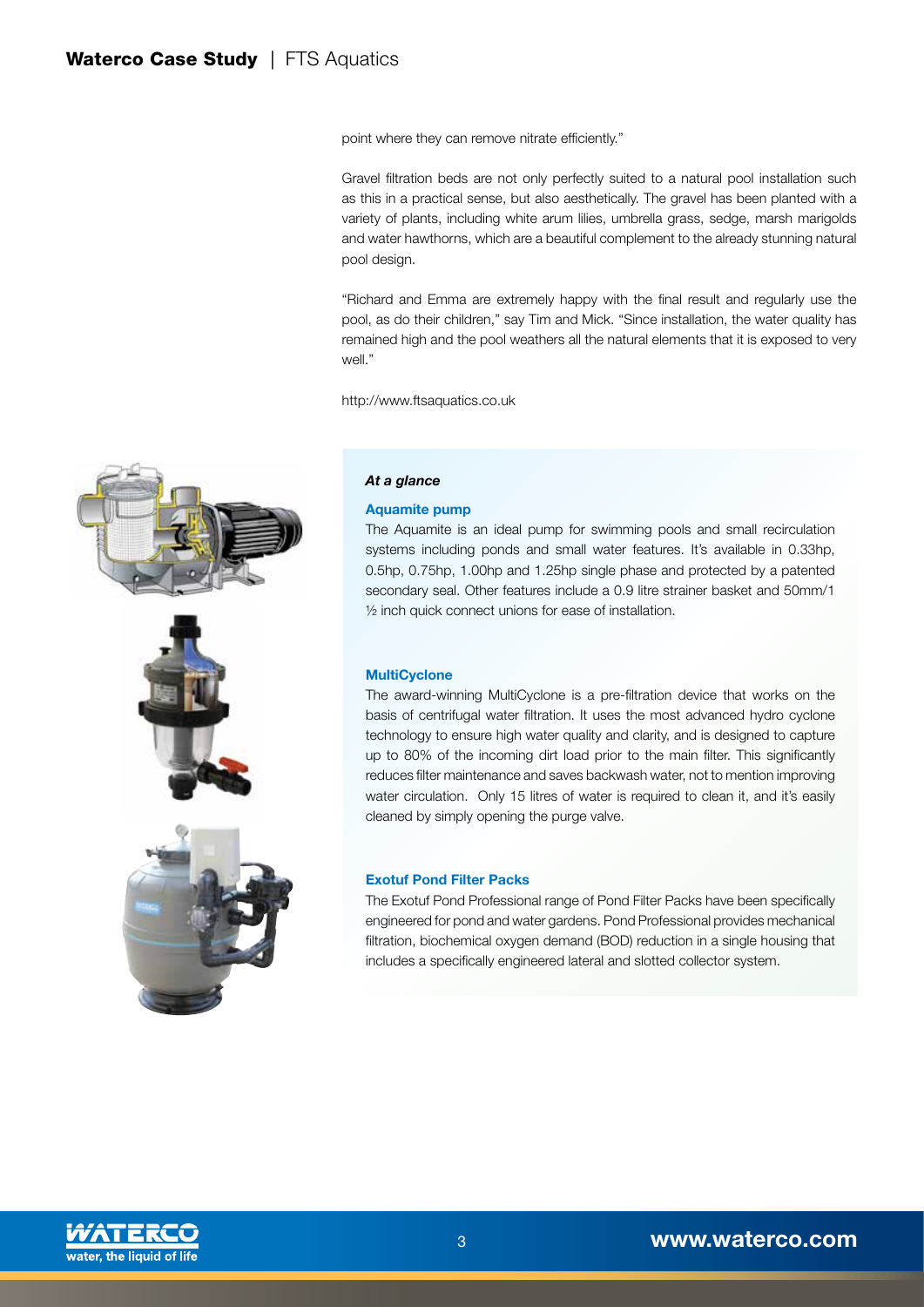point where they can remove nitrate efficiently."

Gravel filtration beds are not only perfectly suited to a natural pool installation such as this in a practical sense, but also aesthetically. The gravel has been planted with a variety of plants, including white arum lilies, umbrella grass, sedge, marsh marigolds and water hawthorns, which are a beautiful complement to the already stunning natural pool design.

"Richard and Emma are extremely happy with the final result and regularly use the pool, as do their children," say Tim and Mick. "Since installation, the water quality has remained high and the pool weathers all the natural elements that it is exposed to very well."

http://www.ftsaquatics.co.uk

***At a glance***

### Aquamite pump

The Aquamite is an ideal pump for swimming pools and small recirculation systems including ponds and small water features. It's available in 0.33hp, 0.5hp, 0.75hp, 1.00hp and 1.25hp single phase and protected by a patented secondary seal. Other features include a 0.9 litre strainer basket and 50mm/1 ½ inch quick connect unions for ease of installation.

### MultiCyclone

The award-winning MultiCyclone is a pre-filtration device that works on the basis of centrifugal water filtration. It uses the most advanced hydro cyclone technology to ensure high water quality and clarity, and is designed to capture up to 80% of the incoming dirt load prior to the main filter. This significantly reduces filter maintenance and saves backwash water, not to mention improving water circulation. Only 15 litres of water is required to clean it, and it's easily cleaned by simply opening the purge valve.

### Exotuf Pond Filter Packs

The Exotuf Pond Professional range of Pond Filter Packs have been specifically engineered for pond and water gardens. Pond Professional provides mechanical filtration, biochemical oxygen demand (BOD) reduction in a single housing that includes a specifically engineered lateral and slotted collector system.